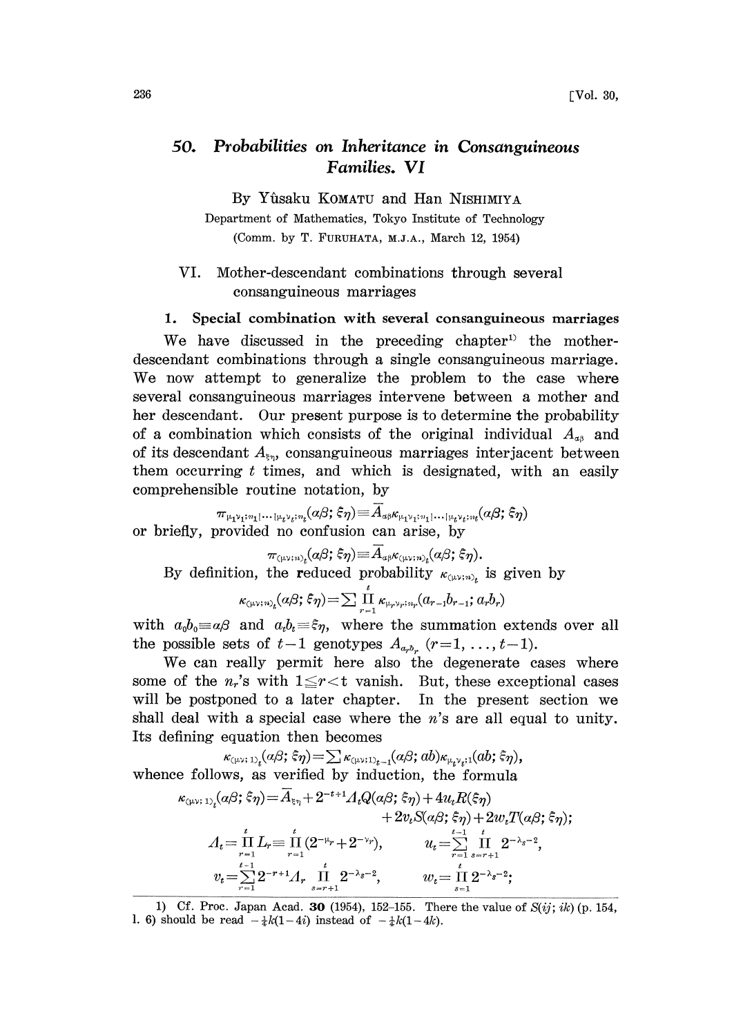# 50. Probabilities on Inheritance in Consanguineous Families. VI

By Yûsaku KOMATU and Han NISHIMIYA

Department of Mathematics, Tokyo Institute of Technology

(Comm. by T. FURUHATA, M.J.A., March 12, 1954)

## VI. Mother-descendant combinations through several consanguineous marriages

### 1. Special combination with several consanguineous marriages

We have discussed in the preceding chapter[1] the mother-descendant combinations through a single consanguineous marriage. We now attempt to generalize the problem to the case where several consanguineous marriages intervene between a mother and her descendant. Our present purpose is to determine the probability of a combination which consists of the original individual $A_{\alpha\beta}$ and of its descendant $A_{\xi\eta}$, consanguineous marriages interjacent between them occurring $t$ times, and which is designated, with an easily comprehensible routine notation, by

$$\pi_{\mu_1\nu_1;n_1|\cdots|\mu_t\nu_t;n_t}(\alpha\beta;\xi\eta)\equiv\overline{A}_{\alpha\beta}\kappa_{\mu_1\nu_1;n_1|\cdots|\mu_t\nu_t;n_t}(\alpha\beta;\xi\eta)$$

or briefly, provided no confusion can arise, by

$$\pi_{(\mu\nu;n)_t}(\alpha\beta;\xi\eta)\equiv\overline{A}_{\alpha\beta}\kappa_{(\mu\nu;n)_t}(\alpha\beta;\xi\eta).$$

By definition, the reduced probability $\kappa_{(\mu\nu;n)_t}$ is given by

$$\kappa_{(\mu\nu;n)_t}(\alpha\beta;\xi\eta)=\sum\prod_{r=1}^{t}\kappa_{\mu_r\nu_r;n_r}(a_{r-1}b_{r-1};a_rb_r)$$

with $a_0b_0\equiv\alpha\beta$ and $a_tb_t\equiv\xi\eta$, where the summation extends over all the possible sets of $t-1$ genotypes $A_{a_rb_r}$ $(r=1,\dots,t-1)$.

We can really permit here also the degenerate cases where some of the $n_r$'s with $1\le r<t$ vanish. But, these exceptional cases will be postponed to a later chapter. In the present section we shall deal with a special case where the $n$'s are all equal to unity. Its defining equation then becomes

$$\kappa_{(\mu\nu;1)_t}(\alpha\beta;\xi\eta)=\sum\kappa_{(\mu\nu;1)_{t-1}}(\alpha\beta;ab)\kappa_{\mu_t\nu_t;1}(ab;\xi\eta),$$

whence follows, as verified by induction, the formula

$$\kappa_{(\mu\nu;1)_t}(\alpha\beta;\xi\eta)=\overline{A}_{\xi\eta}+2^{-t+1}\Lambda_tQ(\alpha\beta;\xi\eta)+4u_tR(\xi\eta)+2v_tS(\alpha\beta;\xi\eta)+2w_tT(\alpha\beta;\xi\eta);$$

$$\Lambda_t=\prod_{r=1}^{t}L_r\equiv\prod_{r=1}^{t}(2^{-\mu_r}+2^{-\nu_r}),\qquad u_t=\sum_{r=1}^{t-1}\prod_{s=r+1}^{t}2^{-\lambda_s-2},$$

$$v_t=\sum_{r=1}^{t-1}2^{-r+1}\Lambda_r\prod_{s=r+1}^{t}2^{-\lambda_s-2},\qquad w_t=\prod_{s=1}^{t}2^{-\lambda_s-2};$$

---

[1] Cf. Proc. Japan Acad. **30** (1954), 152–155. There the value of $S(ij;ik)$ (p. 154, l. 6) should be read $-\frac{1}{4}k(1-4i)$ instead of $-\frac{1}{4}k(1-4k)$.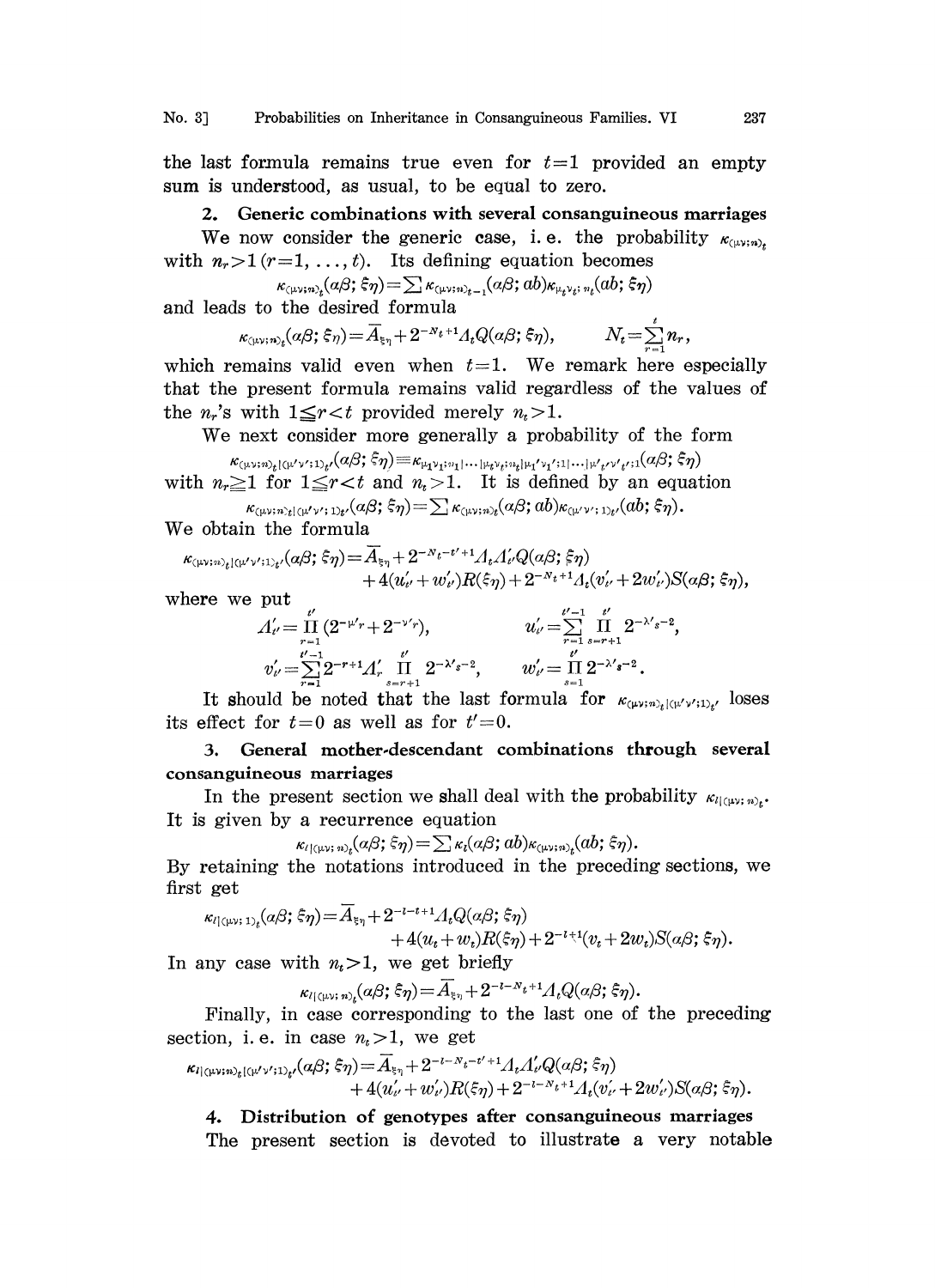the last formula remains true even for $t=1$ provided an empty sum is understood, as usual, to be equal to zero.

## 2. Generic combinations with several consanguineous marriages

We now consider the generic case, i. e. the probability $\kappa_{\langle\mu\nu;n\rangle_t}$ with $n_r>1\ (r=1,\dots,t)$. Its defining equation becomes

$$\kappa_{\langle\mu\nu;n\rangle_t}(\alpha\beta;\xi\eta)=\sum\kappa_{\langle\mu\nu;n\rangle_{t-1}}(\alpha\beta;ab)\kappa_{\mu_t\nu_t;n_t}(ab;\xi\eta)$$

and leads to the desired formula

$$\kappa_{\langle\mu\nu;n\rangle_t}(\alpha\beta;\xi\eta)=\overline{A}_{\xi\eta}+2^{-N_t+1}\Lambda_t Q(\alpha\beta;\xi\eta),\qquad N_t=\sum_{r=1}^{t}n_r,$$

which remains valid even when $t=1$. We remark here especially that the present formula remains valid regardless of the values of the $n_r$'s with $1\leqq r<t$ provided merely $n_t>1$.

We next consider more generally a probability of the form

$$\kappa_{\langle\mu\nu;n\rangle_t|\langle\mu'\nu';1\rangle_{t'}}(\alpha\beta;\xi\eta)\equiv\kappa_{\mu_1\nu_1;n_1|\cdots|\mu_t\nu_t;n_t|\mu_1'\nu_1';1|\cdots|\mu'_{t'}\nu'_{t'};1}(\alpha\beta;\xi\eta)$$

with $n_r\geqq1$ for $1\leqq r<t$ and $n_t>1$. It is defined by an equation

$$\kappa_{\langle\mu\nu;n\rangle_t|\langle\mu'\nu';1\rangle_{t'}}(\alpha\beta;\xi\eta)=\sum\kappa_{\langle\mu\nu;n\rangle_t}(\alpha\beta;ab)\kappa_{\langle\mu'\nu';1\rangle_{t'}}(ab;\xi\eta).$$

We obtain the formula

$$\begin{aligned}\kappa_{\langle\mu\nu;n\rangle_t|\langle\mu'\nu';1\rangle_{t'}}(\alpha\beta;\xi\eta)=&\overline{A}_{\xi\eta}+2^{-N_t-t'+1}\Lambda_t\Lambda'_{t'}Q(\alpha\beta;\xi\eta)\\&+4(u'_{t'}+w'_{t'})R(\xi\eta)+2^{-N_t+1}\Lambda_t(v'_{t'}+2w'_{t'})S(\alpha\beta;\xi\eta),\end{aligned}$$

where we put

$$\Lambda'_{t'}=\prod_{r=1}^{t'}(2^{-\mu'_r}+2^{-\nu'_r}),\qquad u'_{t'}=\sum_{r=1}^{t'-1}\prod_{s=r+1}^{t'}2^{-\lambda'_s-2},$$

$$v'_{t'}=\sum_{r=1}^{t'-1}2^{-r+1}\Lambda'_r\prod_{s=r+1}^{t'}2^{-\lambda'_s-2},\qquad w'_{t'}=\prod_{s=1}^{t'}2^{-\lambda'_s-2}.$$

It should be noted that the last formula for $\kappa_{\langle\mu\nu;n\rangle_t|\langle\mu'\nu';1\rangle_{t'}}$ loses its effect for $t=0$ as well as for $t'=0$.

## 3. General mother-descendant combinations through several consanguineous marriages

In the present section we shall deal with the probability $\kappa_{l|\langle\mu\nu;n\rangle_t}$. It is given by a recurrence equation

$$\kappa_{l|\langle\mu\nu;n\rangle_t}(\alpha\beta;\xi\eta)=\sum\kappa_l(\alpha\beta;ab)\kappa_{\langle\mu\nu;n\rangle_t}(ab;\xi\eta).$$

By retaining the notations introduced in the preceding sections, we first get

$$\begin{aligned}\kappa_{l|\langle\mu\nu;1\rangle_t}(\alpha\beta;\xi\eta)=&\overline{A}_{\xi\eta}+2^{-l-t+1}\Lambda_tQ(\alpha\beta;\xi\eta)\\&+4(u_t+w_t)R(\xi\eta)+2^{-l+1}(v_t+2w_t)S(\alpha\beta;\xi\eta).\end{aligned}$$

In any case with $n_t>1$, we get briefly

$$\kappa_{l|\langle\mu\nu;n\rangle_t}(\alpha\beta;\xi\eta)=\overline{A}_{\xi\eta}+2^{-l-N_t+1}\Lambda_tQ(\alpha\beta;\xi\eta).$$

Finally, in case corresponding to the last one of the preceding section, i. e. in case $n_t>1$, we get

$$\begin{aligned}\kappa_{l|\langle\mu\nu;n\rangle_t|\langle\mu'\nu';1\rangle_{t'}}(\alpha\beta;\xi\eta)=&\overline{A}_{\xi\eta}+2^{-l-N_t-t'+1}\Lambda_t\Lambda'_{t'}Q(\alpha\beta;\xi\eta)\\&+4(u'_{t'}+w'_{t'})R(\xi\eta)+2^{-l-N_t+1}\Lambda_t(v'_{t'}+2w'_{t'})S(\alpha\beta;\xi\eta).\end{aligned}$$

## 4. Distribution of genotypes after consanguineous marriages

The present section is devoted to illustrate a very notable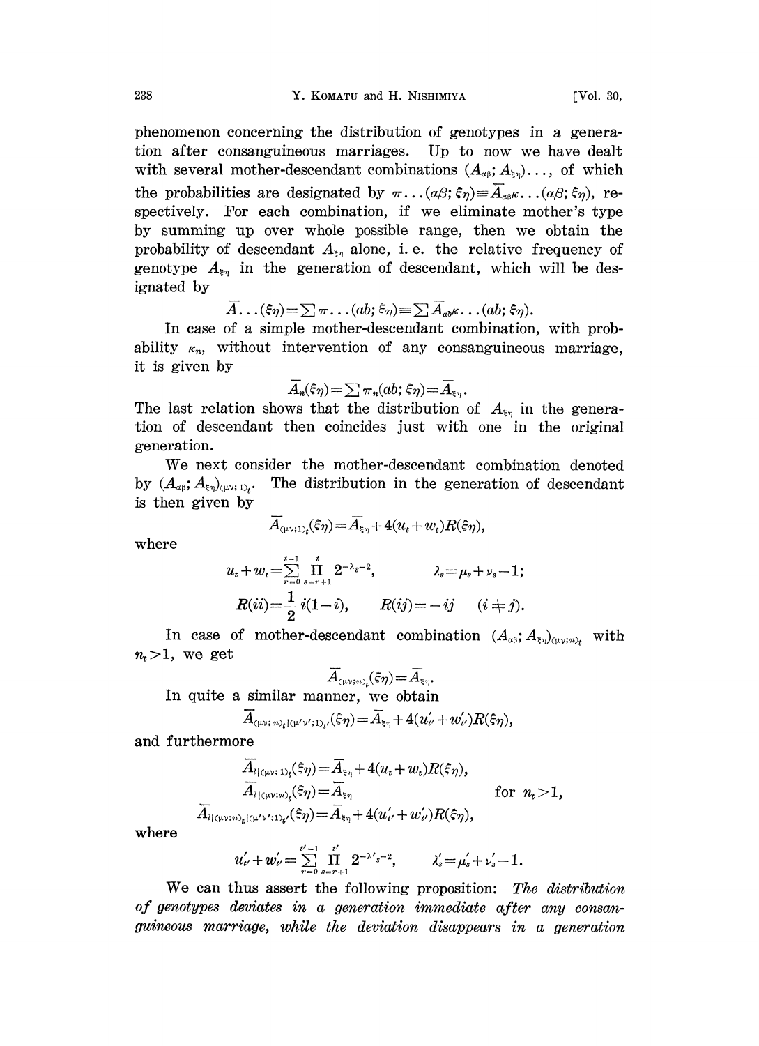phenomenon concerning the distribution of genotypes in a generation after consanguineous marriages. Up to now we have dealt with several mother-descendant combinations $(A_{\alpha\beta}; A_{\xi\eta})\ldots$, of which the probabilities are designated by $\pi\ldots(\alpha\beta;\xi\eta)\equiv\overline{A}_{\alpha\beta}\kappa\ldots(\alpha\beta;\xi\eta)$, respectively. For each combination, if we eliminate mother's type by summing up over whole possible range, then we obtain the probability of descendant $A_{\xi\eta}$ alone, i. e. the relative frequency of genotype $A_{\xi\eta}$ in the generation of descendant, which will be designated by

$$\overline{A}\ldots(\xi\eta)=\sum\pi\ldots(ab;\xi\eta)\equiv\sum\overline{A}_{ab}\kappa\ldots(ab;\xi\eta).$$

In case of a simple mother-descendant combination, with probability $\kappa_n$, without intervention of any consanguineous marriage, it is given by

$$\overline{A}_n(\xi\eta)=\sum\pi_n(ab;\xi\eta)=\overline{A}_{\xi\eta}.$$

The last relation shows that the distribution of $A_{\xi\eta}$ in the generation of descendant then coincides just with one in the original generation.

We next consider the mother-descendant combination denoted by $(A_{\alpha\beta}; A_{\xi\eta})_{(\mu\nu;1)_t}$. The distribution in the generation of descendant is then given by

$$\overline{A}_{(\mu\nu;1)_t}(\xi\eta)=\overline{A}_{\xi\eta}+4(u_t+w_t)R(\xi\eta),$$

where

$$u_t+w_t=\sum_{r=0}^{t-1}\prod_{s=r+1}^{t}2^{-\lambda_s-2},\qquad \lambda_s=\mu_s+\nu_s-1;$$

$$R(ii)=\frac{1}{2}i(1-i),\qquad R(ij)=-ij\quad (i\neq j).$$

In case of mother-descendant combination $(A_{\alpha\beta}; A_{\xi\eta})_{(\mu\nu;n)_t}$ with $n_t>1$, we get

$$\overline{A}_{(\mu\nu;n)_t}(\xi\eta)=\overline{A}_{\xi\eta}.$$

In quite a similar manner, we obtain

$$\overline{A}_{(\mu\nu;n)_t|(\mu'\nu';1)_{t'}}(\xi\eta)=\overline{A}_{\xi\eta}+4(u'_{t'}+w'_{t'})R(\xi\eta),$$

and furthermore

$$\begin{aligned}
\overline{A}_{l|(\mu\nu;1)_t}(\xi\eta)&=\overline{A}_{\xi\eta}+4(u_t+w_t)R(\xi\eta),\\
\overline{A}_{l|(\mu\nu;n)_t}(\xi\eta)&=\overline{A}_{\xi\eta}\qquad\qquad\text{for } n_t>1,\\
\overline{A}_{l|(\mu\nu;n)_t|(\mu'\nu';1)_{t'}}(\xi\eta)&=\overline{A}_{\xi\eta}+4(u'_{t'}+w'_{t'})R(\xi\eta),
\end{aligned}$$

where

$$u'_{t'}+w'_{t'}=\sum_{r=0}^{t'-1}\prod_{s=r+1}^{t'}2^{-\lambda'_s-2},\qquad \lambda'_s=\mu'_s+\nu'_s-1.$$

We can thus assert the following proposition: *The distribution of genotypes deviates in a generation immediate after any consanguineous marriage, while the deviation disappears in a generation*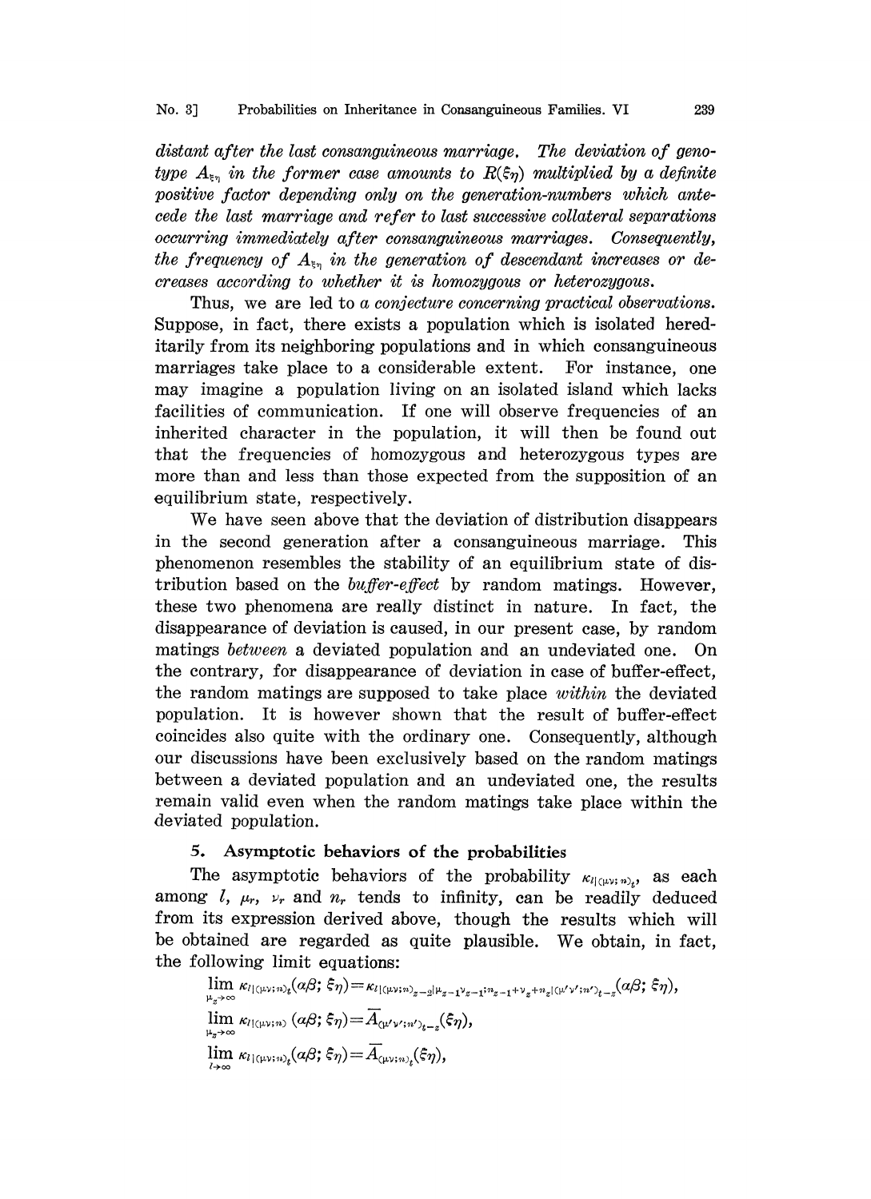*distant after the last consanguineous marriage. The deviation of genotype $A_{\xi\eta}$ in the former case amounts to $R(\xi\eta)$ multiplied by a definite positive factor depending only on the generation-numbers which antecede the last marriage and refer to last successive collateral separations occurring immediately after consanguineous marriages. Consequently, the frequency of $A_{\xi\eta}$ in the generation of descendant increases or decreases according to whether it is homozygous or heterozygous.*

Thus, we are led to *a conjecture concerning practical observations*. Suppose, in fact, there exists a population which is isolated hereditarily from its neighboring populations and in which consanguineous marriages take place to a considerable extent. For instance, one may imagine a population living on an isolated island which lacks facilities of communication. If one will observe frequencies of an inherited character in the population, it will then be found out that the frequencies of homozygous and heterozygous types are more than and less than those expected from the supposition of an equilibrium state, respectively.

We have seen above that the deviation of distribution disappears in the second generation after a consanguineous marriage. This phenomenon resembles the stability of an equilibrium state of distribution based on the *buffer-effect* by random matings. However, these two phenomena are really distinct in nature. In fact, the disappearance of deviation is caused, in our present case, by random matings *between* a deviated population and an undeviated one. On the contrary, for disappearance of deviation in case of buffer-effect, the random matings are supposed to take place *within* the deviated population. It is however shown that the result of buffer-effect coincides also quite with the ordinary one. Consequently, although our discussions have been exclusively based on the random matings between a deviated population and an undeviated one, the results remain valid even when the random matings take place within the deviated population.

### 5. Asymptotic behaviors of the probabilities

The asymptotic behaviors of the probability $\kappa_{l|(\mu\nu;n)_t}$, as each among $l$, $\mu_r$, $\nu_r$ and $n_r$ tends to infinity, can be readily deduced from its expression derived above, though the results which will be obtained are regarded as quite plausible. We obtain, in fact, the following limit equations:

$$\lim_{\mu_z\to\infty} \kappa_{l|(\mu\nu;n)_t}(\alpha\beta;\xi\eta)=\kappa_{l|(\mu\nu;n)_{z-2}|\mu_{z-1}\nu_{z-1};n_{z-1}+\nu_z+n_z|(\mu'\nu';n')_{t-z}}(\alpha\beta;\xi\eta),$$

$$\lim_{\mu_z\to\infty} \kappa_{l|(\mu\nu;n)}(\alpha\beta;\xi\eta)=\overline{A}_{(\mu'\nu';n')_{t-z}}(\xi\eta),$$

$$\lim_{l\to\infty} \kappa_{l|(\mu\nu;n)_t}(\alpha\beta;\xi\eta)=\overline{A}_{(\mu\nu;n)_t}(\xi\eta),$$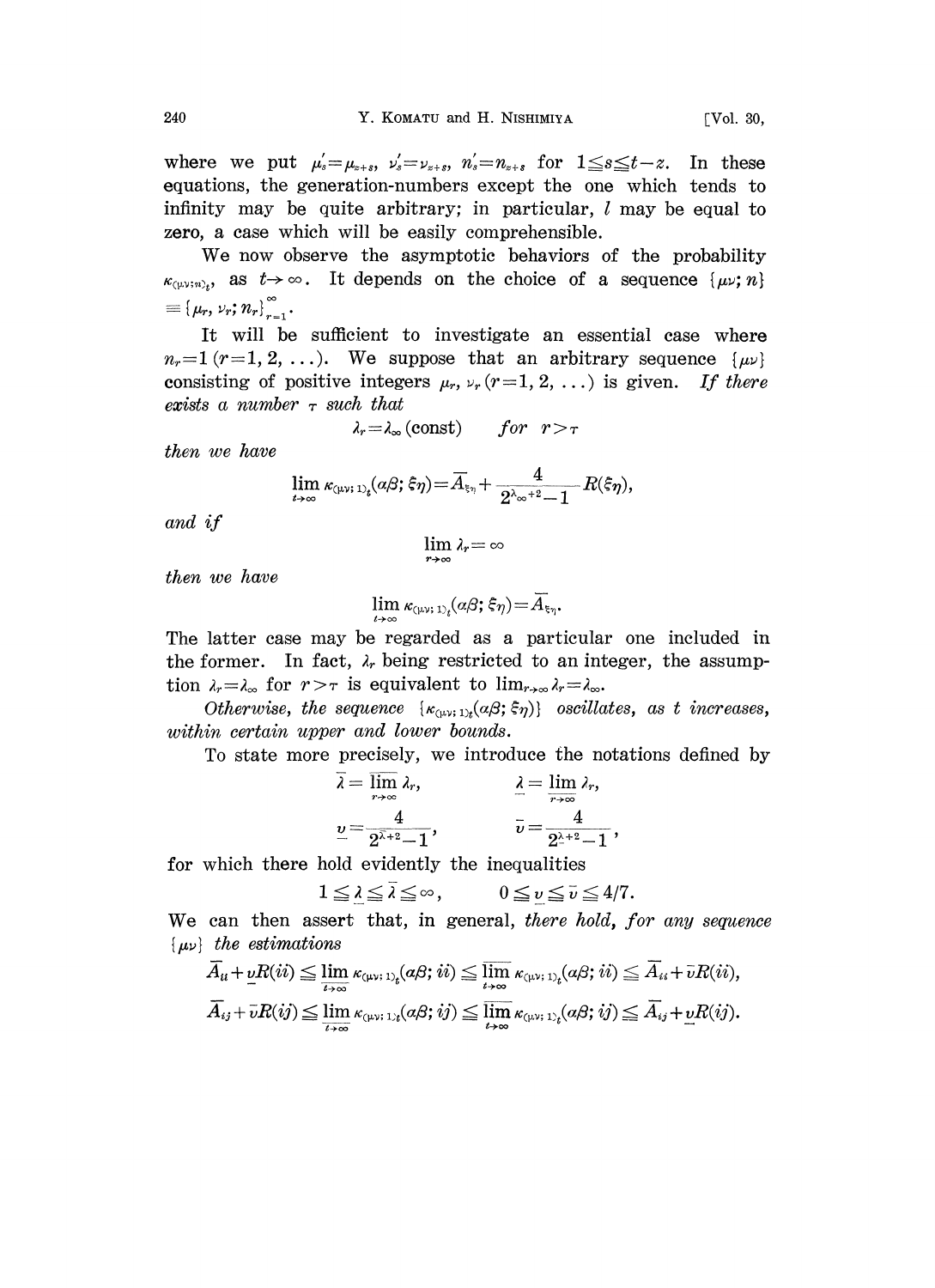where we put $\mu'_s=\mu_{z+s}$, $\nu'_s=\nu_{z+s}$, $n'_s=n_{z+s}$ for $1\leqq s\leqq t-z$. In these equations, the generation-numbers except the one which tends to infinity may be quite arbitrary; in particular, $l$ may be equal to zero, a case which will be easily comprehensible.

We now observe the asymptotic behaviors of the probability $\kappa_{(\mu\nu;n)_t}$, as $t\to\infty$. It depends on the choice of a sequence $\{\mu\nu; n\}\equiv\{\mu_r,\nu_r;n_r\}_{r=1}^{\infty}$.

It will be sufficient to investigate an essential case where $n_r=1\ (r=1,2,\ldots)$. We suppose that an arbitrary sequence $\{\mu\nu\}$ consisting of positive integers $\mu_r, \nu_r\ (r=1,2,\ldots)$ is given. *If there exists a number $\tau$ such that*

$$\lambda_r=\lambda_\infty\ (\text{const}) \qquad \textit{for}\ \ r>\tau$$

*then we have*

$$\lim_{t\to\infty}\kappa_{(\mu\nu;1)_t}(\alpha\beta;\xi\eta)=\overline{A}_{\xi\eta}+\frac{4}{2^{\lambda_\infty+2}-1}R(\xi\eta),$$

*and if*

$$\lim_{r\to\infty}\lambda_r=\infty$$

*then we have*

$$\lim_{t\to\infty}\kappa_{(\mu\nu;1)_t}(\alpha\beta;\xi\eta)=\overline{A}_{\xi\eta}.$$

The latter case may be regarded as a particular one included in the former. In fact, $\lambda_r$ being restricted to an integer, the assumption $\lambda_r=\lambda_\infty$ for $r>\tau$ is equivalent to $\lim_{r\to\infty}\lambda_r=\lambda_\infty$.

*Otherwise, the sequence $\{\kappa_{(\mu\nu;1)_t}(\alpha\beta;\xi\eta)\}$ oscillates, as $t$ increases, within certain upper and lower bounds.*

To state more precisely, we introduce the notations defined by

$$\overline{\lambda}=\varlimsup_{r\to\infty}\lambda_r, \qquad \underline{\lambda}=\varliminf_{r\to\infty}\lambda_r,$$

$$\underline{v}=\frac{4}{2^{\overline{\lambda}+2}-1}, \qquad \overline{v}=\frac{4}{2^{\underline{\lambda}+2}-1},$$

for which there hold evidently the inequalities

$$1\leqq\underline{\lambda}\leqq\overline{\lambda}\leqq\infty, \qquad 0\leqq\underline{v}\leqq\overline{v}\leqq 4/7.$$

We can then assert that, in general, *there hold, for any sequence $\{\mu\nu\}$ the estimations*

$$\overline{A}_{ii}+\underline{v}R(ii)\leqq\varliminf_{t\to\infty}\kappa_{(\mu\nu;1)_t}(\alpha\beta;ii)\leqq\varlimsup_{t\to\infty}\kappa_{(\mu\nu;1)_t}(\alpha\beta;ii)\leqq\overline{A}_{ii}+\overline{v}R(ii),$$

$$\overline{A}_{ij}+\overline{v}R(ij)\leqq\varliminf_{t\to\infty}\kappa_{(\mu\nu;1)_t}(\alpha\beta;ij)\leqq\varlimsup_{t\to\infty}\kappa_{(\mu\nu;1)_t}(\alpha\beta;ij)\leqq\overline{A}_{ij}+\underline{v}R(ij).$$